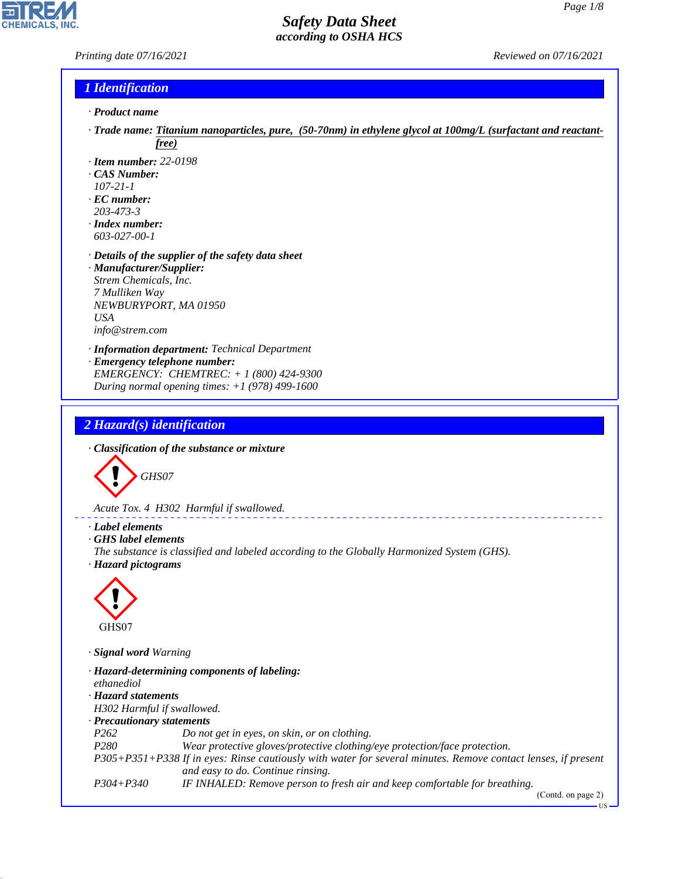# Safety Data Sheet
## according to OSHA HCS

Printing date 07/16/2021 | Reviewed on 07/16/2021

## 1 Identification

· **Product name**

· **Trade name:** Titanium nanoparticles, pure, (50-70nm) in ethylene glycol at 100mg/L (surfactant and reactant-free)

· **Item number:** 22-0198
· **CAS Number:**
107-21-1
· **EC number:**
203-473-3
· **Index number:**
603-027-00-1

· **Details of the supplier of the safety data sheet**
· **Manufacturer/Supplier:**
Strem Chemicals, Inc.
7 Mulliken Way
NEWBURYPORT, MA 01950
USA
info@strem.com

· **Information department:** Technical Department
· **Emergency telephone number:**
EMERGENCY: CHEMTREC: + 1 (800) 424-9300
During normal opening times: +1 (978) 499-1600

## 2 Hazard(s) identification

· **Classification of the substance or mixture**

GHS07

Acute Tox. 4 H302 Harmful if swallowed.

· **Label elements**
· **GHS label elements**
The substance is classified and labeled according to the Globally Harmonized System (GHS).
· **Hazard pictograms**

GHS07

· **Signal word** Warning

· **Hazard-determining components of labeling:**
ethanediol
· **Hazard statements**
H302 Harmful if swallowed.
· **Precautionary statements**

| | |
|---|---|
| P262 | Do not get in eyes, on skin, or on clothing. |
| P280 | Wear protective gloves/protective clothing/eye protection/face protection. |
| P305+P351+P338 | If in eyes: Rinse cautiously with water for several minutes. Remove contact lenses, if present and easy to do. Continue rinsing. |
| P304+P340 | IF INHALED: Remove person to fresh air and keep comfortable for breathing. |

(Contd. on page 2)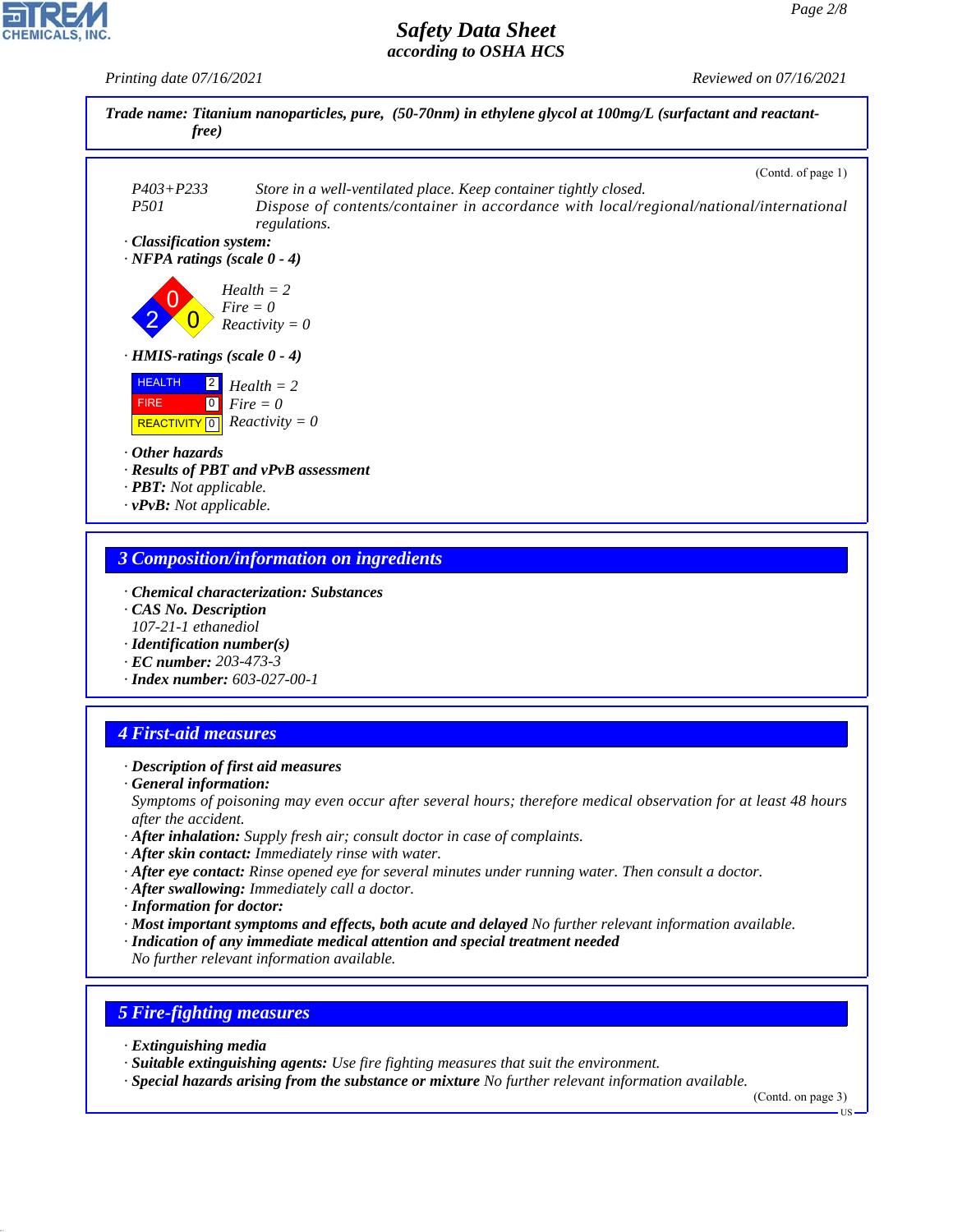**Trade name: Titanium nanoparticles, pure, (50-70nm) in ethylene glycol at 100mg/L (surfactant and reactant-free)**

(Contd. of page 1)

P403+P233 Store in a well-ventilated place. Keep container tightly closed.
P501 Dispose of contents/container in accordance with local/regional/national/international regulations.

· **Classification system:**
· **NFPA ratings (scale 0 - 4)**

Health = 2
Fire = 0
Reactivity = 0

· **HMIS-ratings (scale 0 - 4)**

| HEALTH | 2 |
|---|---|
| FIRE | 0 |
| REACTIVITY | 0 |

Health = 2
Fire = 0
Reactivity = 0

· **Other hazards**
· **Results of PBT and vPvB assessment**
· **PBT:** Not applicable.
· **vPvB:** Not applicable.

## 3 Composition/information on ingredients

· **Chemical characterization: Substances**
· **CAS No. Description**
107-21-1 ethanediol
· **Identification number(s)**
· **EC number:** 203-473-3
· **Index number:** 603-027-00-1

## 4 First-aid measures

· **Description of first aid measures**
· **General information:**
Symptoms of poisoning may even occur after several hours; therefore medical observation for at least 48 hours after the accident.
· **After inhalation:** Supply fresh air; consult doctor in case of complaints.
· **After skin contact:** Immediately rinse with water.
· **After eye contact:** Rinse opened eye for several minutes under running water. Then consult a doctor.
· **After swallowing:** Immediately call a doctor.
· **Information for doctor:**
· **Most important symptoms and effects, both acute and delayed** No further relevant information available.
· **Indication of any immediate medical attention and special treatment needed**
No further relevant information available.

## 5 Fire-fighting measures

· **Extinguishing media**
· **Suitable extinguishing agents:** Use fire fighting measures that suit the environment.
· **Special hazards arising from the substance or mixture** No further relevant information available.

(Contd. on page 3)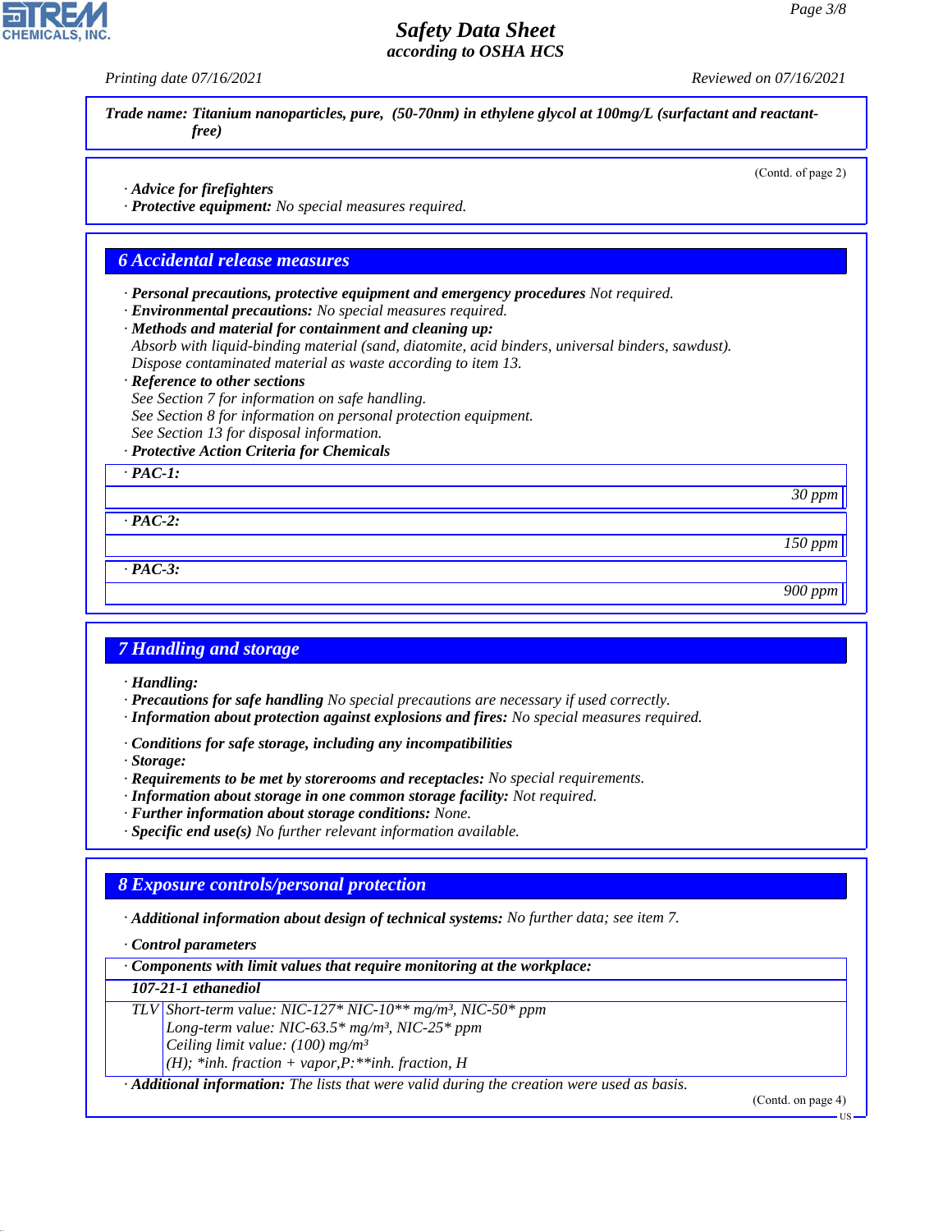**Trade name: Titanium nanoparticles, pure, (50-70nm) in ethylene glycol at 100mg/L (surfactant and reactant-free)**

(Contd. of page 2)

· **Advice for firefighters**
· **Protective equipment:** No special measures required.

## 6 Accidental release measures

· **Personal precautions, protective equipment and emergency procedures** Not required.
· **Environmental precautions:** No special measures required.
· **Methods and material for containment and cleaning up:**
Absorb with liquid-binding material (sand, diatomite, acid binders, universal binders, sawdust).
Dispose contaminated material as waste according to item 13.
· **Reference to other sections**
See Section 7 for information on safe handling.
See Section 8 for information on personal protection equipment.
See Section 13 for disposal information.
· **Protective Action Criteria for Chemicals**

| · PAC-1: |
|---|
| 30 ppm |

| · PAC-2: |
|---|
| 150 ppm |

| · PAC-3: |
|---|
| 900 ppm |

## 7 Handling and storage

· **Handling:**
· **Precautions for safe handling** No special precautions are necessary if used correctly.
· **Information about protection against explosions and fires:** No special measures required.

· **Conditions for safe storage, including any incompatibilities**
· **Storage:**
· **Requirements to be met by storerooms and receptacles:** No special requirements.
· **Information about storage in one common storage facility:** Not required.
· **Further information about storage conditions:** None.
· **Specific end use(s)** No further relevant information available.

## 8 Exposure controls/personal protection

· **Additional information about design of technical systems:** No further data; see item 7.

· **Control parameters**

| · Components with limit values that require monitoring at the workplace: | |
|---|---|
| **107-21-1 ethanediol** | |
| TLV | Short-term value: NIC-127* NIC-10** mg/m³, NIC-50* ppm<br>Long-term value: NIC-63.5* mg/m³, NIC-25* ppm<br>Ceiling limit value: (100) mg/m³<br>(H); *inh. fraction + vapor,P:**inh. fraction, H |

· **Additional information:** The lists that were valid during the creation were used as basis.

(Contd. on page 4)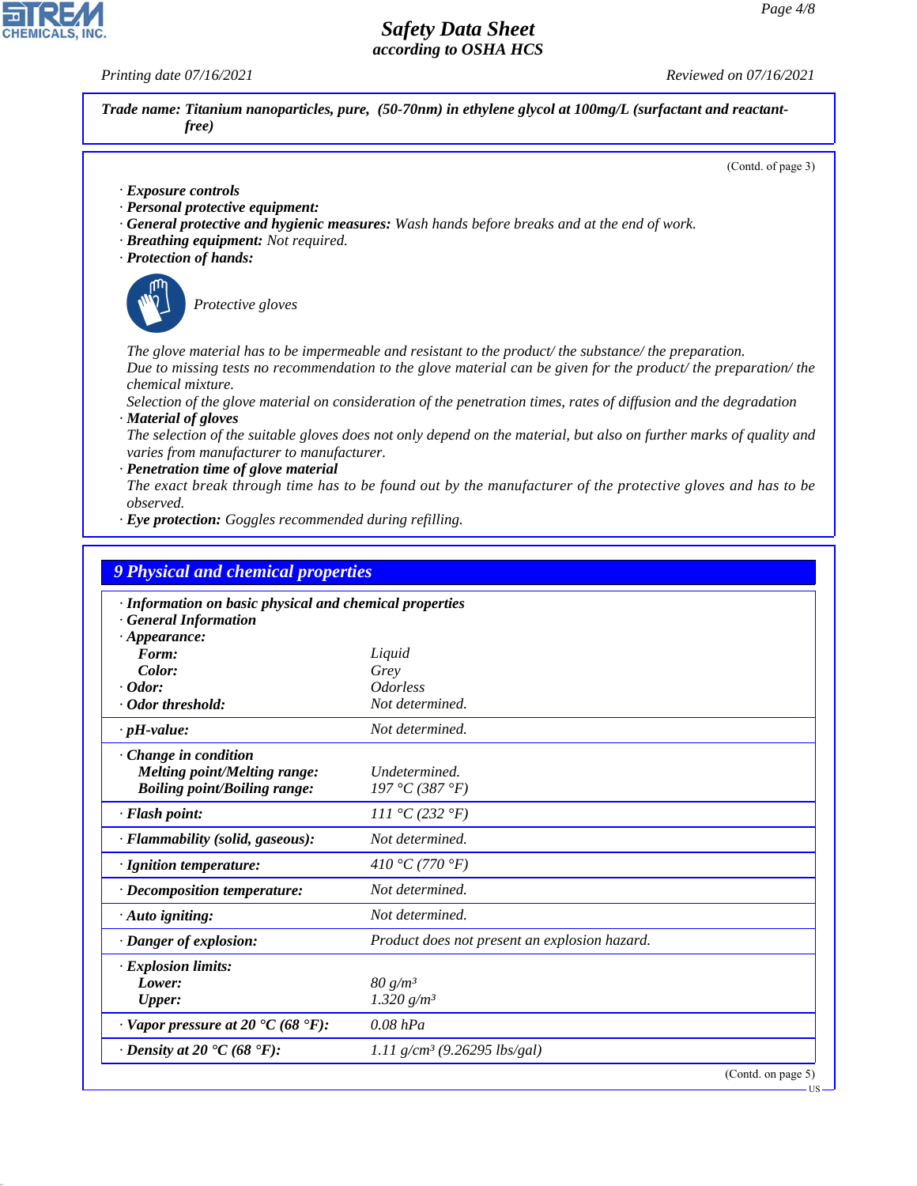**Trade name: Titanium nanoparticles, pure, (50-70nm) in ethylene glycol at 100mg/L (surfactant and reactant-free)**

(Contd. of page 3)

· **Exposure controls**
· **Personal protective equipment:**
· **General protective and hygienic measures:** Wash hands before breaks and at the end of work.
· **Breathing equipment:** Not required.
· **Protection of hands:**

Protective gloves

The glove material has to be impermeable and resistant to the product/ the substance/ the preparation.
Due to missing tests no recommendation to the glove material can be given for the product/ the preparation/ the chemical mixture.
Selection of the glove material on consideration of the penetration times, rates of diffusion and the degradation

· **Material of gloves**
The selection of the suitable gloves does not only depend on the material, but also on further marks of quality and varies from manufacturer to manufacturer.

· **Penetration time of glove material**
The exact break through time has to be found out by the manufacturer of the protective gloves and has to be observed.

· **Eye protection:** Goggles recommended during refilling.

## 9 Physical and chemical properties

| | |
|---|---|
| · **Information on basic physical and chemical properties** | |
| · **General Information** | |
| · **Appearance:** | |
| **Form:** | Liquid |
| **Color:** | Grey |
| · **Odor:** | Odorless |
| · **Odor threshold:** | Not determined. |
| · **pH-value:** | Not determined. |
| · **Change in condition** | |
| **Melting point/Melting range:** | Undetermined. |
| **Boiling point/Boiling range:** | 197 °C (387 °F) |
| · **Flash point:** | 111 °C (232 °F) |
| · **Flammability (solid, gaseous):** | Not determined. |
| · **Ignition temperature:** | 410 °C (770 °F) |
| · **Decomposition temperature:** | Not determined. |
| · **Auto igniting:** | Not determined. |
| · **Danger of explosion:** | Product does not present an explosion hazard. |
| · **Explosion limits:** | |
| **Lower:** | 80 g/m³ |
| **Upper:** | 1.320 g/m³ |
| · **Vapor pressure at 20 °C (68 °F):** | 0.08 hPa |
| · **Density at 20 °C (68 °F):** | 1.11 g/cm³ (9.26295 lbs/gal) |

(Contd. on page 5)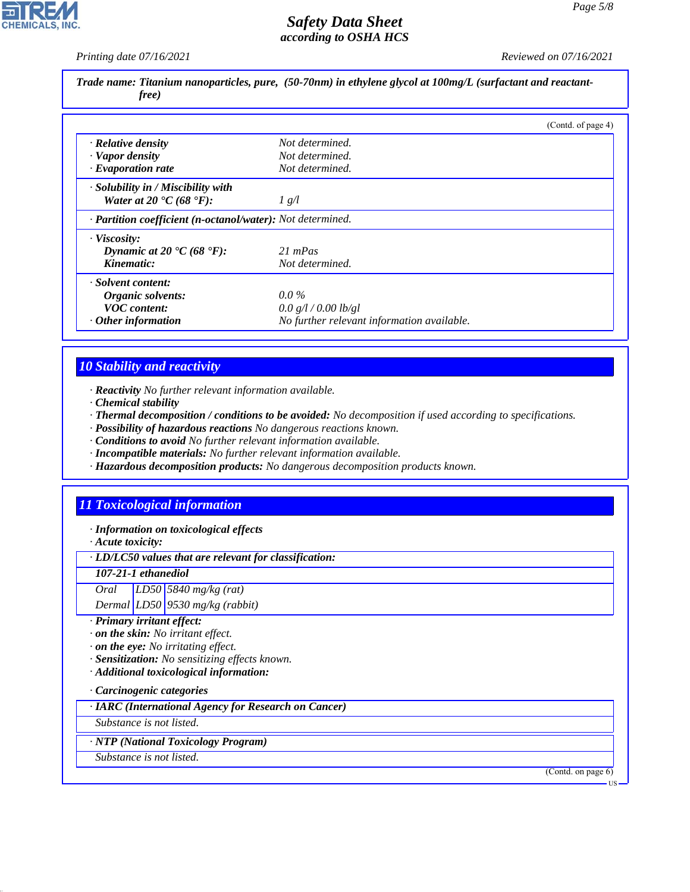**Trade name: Titanium nanoparticles, pure, (50-70nm) in ethylene glycol at 100mg/L (surfactant and reactant-free)**

(Contd. of page 4)

| | |
|---|---|
| · **Relative density** | Not determined. |
| · **Vapor density** | Not determined. |
| · **Evaporation rate** | Not determined. |
| · **Solubility in / Miscibility with** | |
| **Water at 20 °C (68 °F):** | 1 g/l |
| · **Partition coefficient (n-octanol/water):** | Not determined. |
| · **Viscosity:** | |
| **Dynamic at 20 °C (68 °F):** | 21 mPas |
| **Kinematic:** | Not determined. |
| · **Solvent content:** | |
| **Organic solvents:** | 0.0 % |
| **VOC content:** | 0.0 g/l / 0.00 lb/gl |
| · **Other information** | No further relevant information available. |

## 10 Stability and reactivity

· **Reactivity** No further relevant information available.
· **Chemical stability**
· **Thermal decomposition / conditions to be avoided:** No decomposition if used according to specifications.
· **Possibility of hazardous reactions** No dangerous reactions known.
· **Conditions to avoid** No further relevant information available.
· **Incompatible materials:** No further relevant information available.
· **Hazardous decomposition products:** No dangerous decomposition products known.

## 11 Toxicological information

· **Information on toxicological effects**
· **Acute toxicity:**

| · **LD/LC50 values that are relevant for classification:** | | |
|---|---|---|
| **107-21-1 ethanediol** | | |
| Oral | LD50 | 5840 mg/kg (rat) |
| Dermal | LD50 | 9530 mg/kg (rabbit) |

· **Primary irritant effect:**
· **on the skin:** No irritant effect.
· **on the eye:** No irritating effect.
· **Sensitization:** No sensitizing effects known.
· **Additional toxicological information:**

· **Carcinogenic categories**

| · **IARC (International Agency for Research on Cancer)** |
|---|
| Substance is not listed. |

| · **NTP (National Toxicology Program)** |
|---|
| Substance is not listed. |

(Contd. on page 6)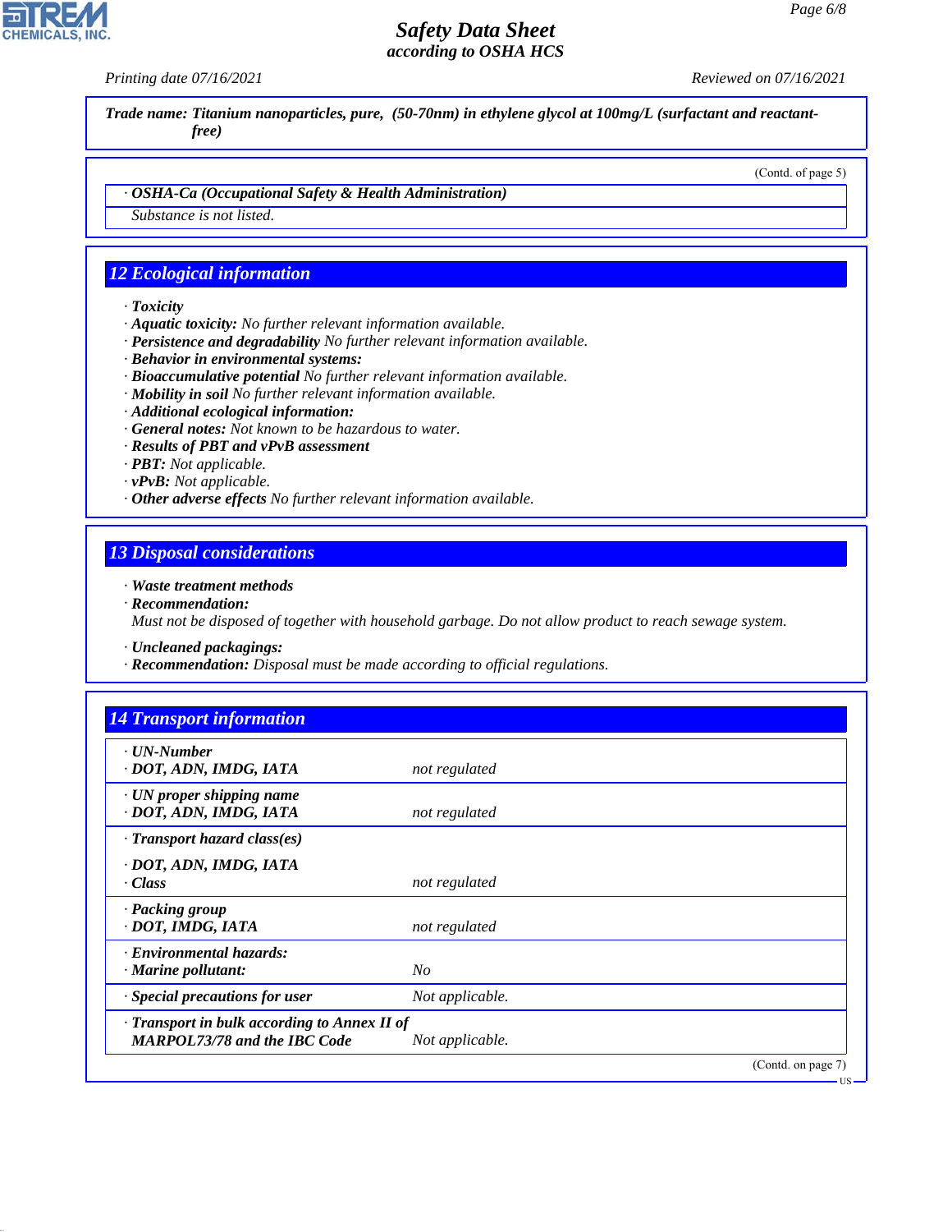**Trade name: Titanium nanoparticles, pure, (50-70nm) in ethylene glycol at 100mg/L (surfactant and reactant-free)**

(Contd. of page 5)

· **OSHA-Ca (Occupational Safety & Health Administration)**

Substance is not listed.

## 12 Ecological information

· **Toxicity**
· **Aquatic toxicity:** No further relevant information available.
· **Persistence and degradability** No further relevant information available.
· **Behavior in environmental systems:**
· **Bioaccumulative potential** No further relevant information available.
· **Mobility in soil** No further relevant information available.
· **Additional ecological information:**
· **General notes:** Not known to be hazardous to water.
· **Results of PBT and vPvB assessment**
· **PBT:** Not applicable.
· **vPvB:** Not applicable.
· **Other adverse effects** No further relevant information available.

## 13 Disposal considerations

· **Waste treatment methods**
· **Recommendation:**
Must not be disposed of together with household garbage. Do not allow product to reach sewage system.

· **Uncleaned packagings:**
· **Recommendation:** Disposal must be made according to official regulations.

## 14 Transport information

| | |
|---|---|
| · **UN-Number**<br>· **DOT, ADN, IMDG, IATA** | not regulated |
| · **UN proper shipping name**<br>· **DOT, ADN, IMDG, IATA** | not regulated |
| · **Transport hazard class(es)**<br>· **DOT, ADN, IMDG, IATA**<br>· **Class** | not regulated |
| · **Packing group**<br>· **DOT, IMDG, IATA** | not regulated |
| · **Environmental hazards:**<br>· **Marine pollutant:** | No |
| · **Special precautions for user** | Not applicable. |
| · **Transport in bulk according to Annex II of MARPOL73/78 and the IBC Code** | Not applicable. |

(Contd. on page 7)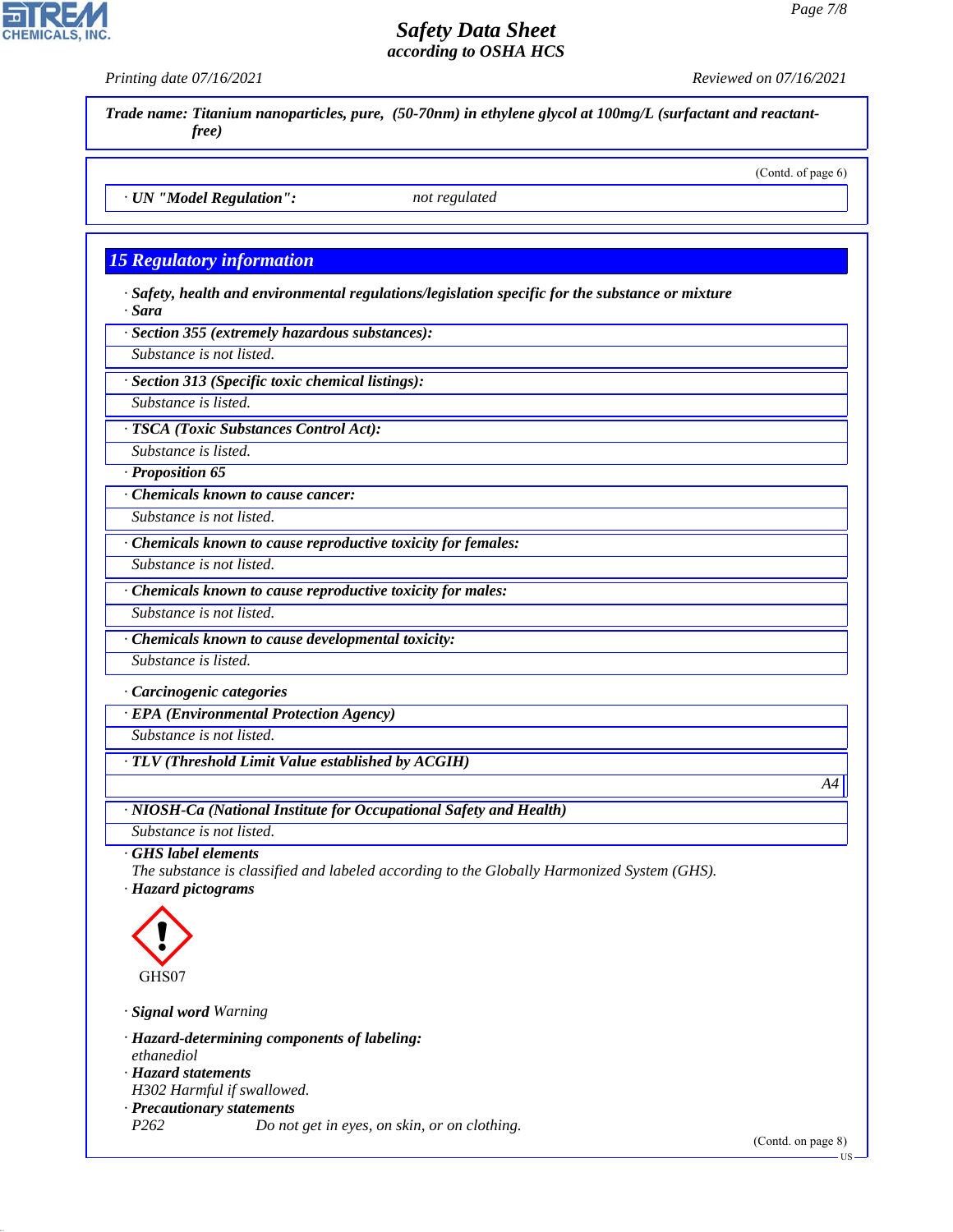Trade name: Titanium nanoparticles, pure, (50-70nm) in ethylene glycol at 100mg/L (surfactant and reactant-free)

(Contd. of page 6)

· **UN "Model Regulation":** not regulated

## 15 Regulatory information

· **Safety, health and environmental regulations/legislation specific for the substance or mixture**
· **Sara**

· **Section 355 (extremely hazardous substances):**
Substance is not listed.

· **Section 313 (Specific toxic chemical listings):**
Substance is listed.

· **TSCA (Toxic Substances Control Act):**
Substance is listed.

· **Proposition 65**

· **Chemicals known to cause cancer:**
Substance is not listed.

· **Chemicals known to cause reproductive toxicity for females:**
Substance is not listed.

· **Chemicals known to cause reproductive toxicity for males:**
Substance is not listed.

· **Chemicals known to cause developmental toxicity:**
Substance is listed.

· **Carcinogenic categories**

· **EPA (Environmental Protection Agency)**
Substance is not listed.

· **TLV (Threshold Limit Value established by ACGIH)**
A4

· **NIOSH-Ca (National Institute for Occupational Safety and Health)**
Substance is not listed.

· **GHS label elements**
The substance is classified and labeled according to the Globally Harmonized System (GHS).

· **Hazard pictograms**

GHS07

· **Signal word** Warning

· **Hazard-determining components of labeling:**
ethanediol

· **Hazard statements**
H302 Harmful if swallowed.

· **Precautionary statements**
P262 Do not get in eyes, on skin, or on clothing.

(Contd. on page 8)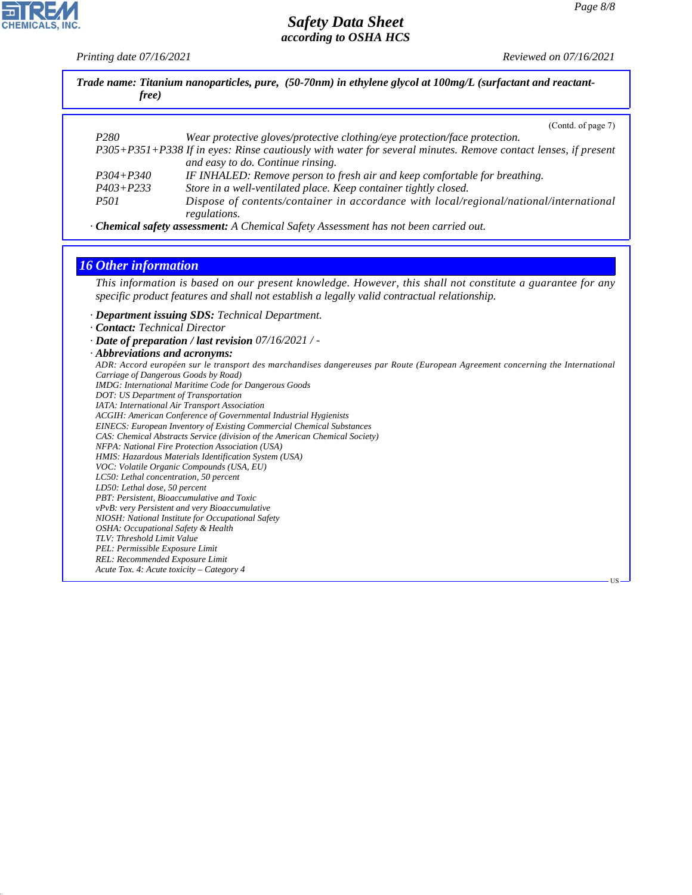**Trade name: Titanium nanoparticles, pure, (50-70nm) in ethylene glycol at 100mg/L (surfactant and reactant-free)**

(Contd. of page 7)

| | |
|---|---|
| P280 | Wear protective gloves/protective clothing/eye protection/face protection. |
| P305+P351+P338 | If in eyes: Rinse cautiously with water for several minutes. Remove contact lenses, if present and easy to do. Continue rinsing. |
| P304+P340 | IF INHALED: Remove person to fresh air and keep comfortable for breathing. |
| P403+P233 | Store in a well-ventilated place. Keep container tightly closed. |
| P501 | Dispose of contents/container in accordance with local/regional/national/international regulations. |

· **Chemical safety assessment:** A Chemical Safety Assessment has not been carried out.

## 16 Other information

This information is based on our present knowledge. However, this shall not constitute a guarantee for any specific product features and shall not establish a legally valid contractual relationship.

· **Department issuing SDS:** Technical Department.
· **Contact:** Technical Director
· **Date of preparation / last revision** 07/16/2021 / -
· **Abbreviations and acronyms:**

ADR: Accord européen sur le transport des marchandises dangereuses par Route (European Agreement concerning the International Carriage of Dangerous Goods by Road)
IMDG: International Maritime Code for Dangerous Goods
DOT: US Department of Transportation
IATA: International Air Transport Association
ACGIH: American Conference of Governmental Industrial Hygienists
EINECS: European Inventory of Existing Commercial Chemical Substances
CAS: Chemical Abstracts Service (division of the American Chemical Society)
NFPA: National Fire Protection Association (USA)
HMIS: Hazardous Materials Identification System (USA)
VOC: Volatile Organic Compounds (USA, EU)
LC50: Lethal concentration, 50 percent
LD50: Lethal dose, 50 percent
PBT: Persistent, Bioaccumulative and Toxic
vPvB: very Persistent and very Bioaccumulative
NIOSH: National Institute for Occupational Safety
OSHA: Occupational Safety & Health
TLV: Threshold Limit Value
PEL: Permissible Exposure Limit
REL: Recommended Exposure Limit
Acute Tox. 4: Acute toxicity – Category 4